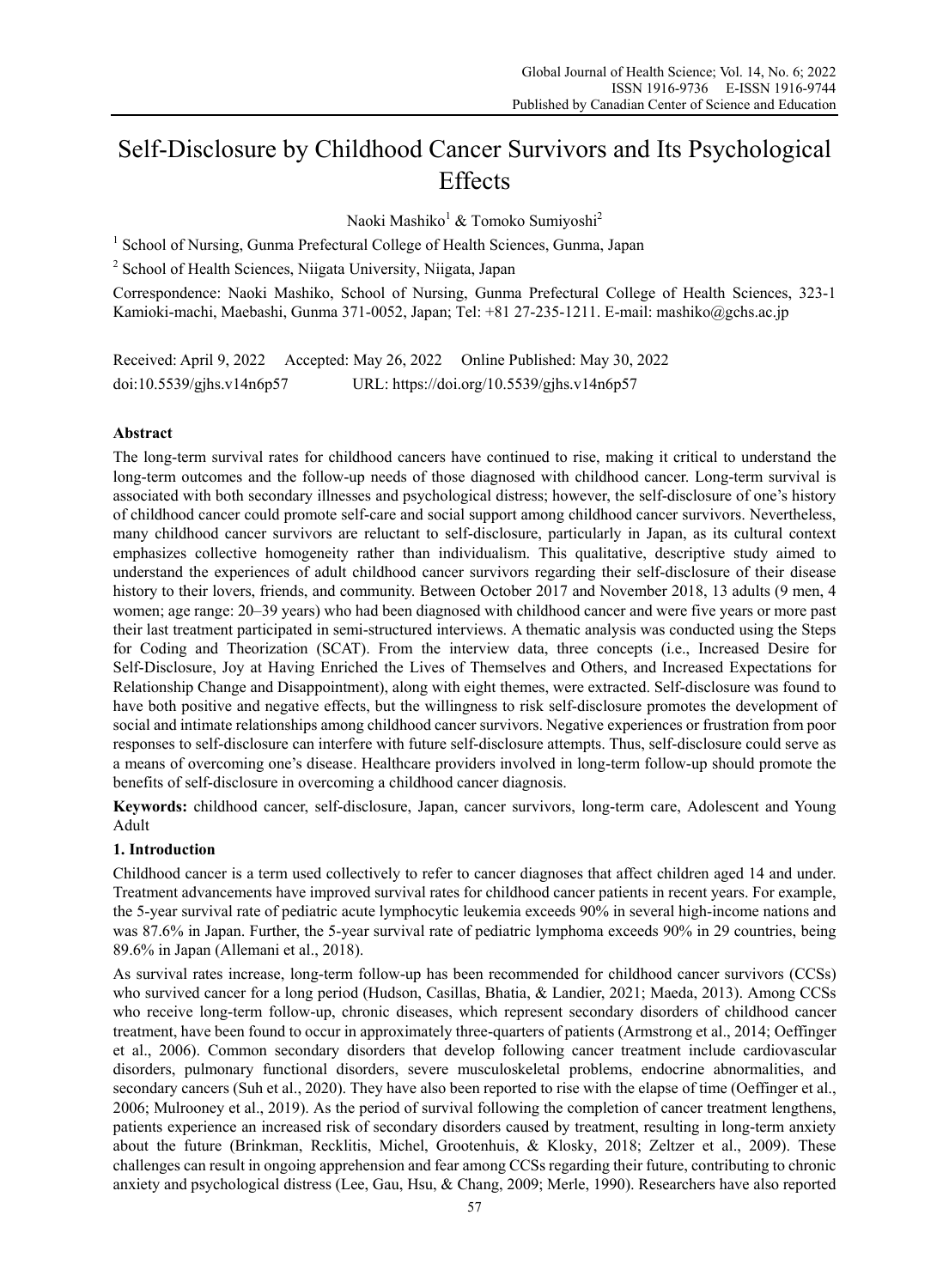# Self-Disclosure by Childhood Cancer Survivors and Its Psychological Effects

Naoki Mashiko[1] & Tomoko Sumiyoshi[2]

[1] School of Nursing, Gunma Prefectural College of Health Sciences, Gunma, Japan

[2] School of Health Sciences, Niigata University, Niigata, Japan

Correspondence: Naoki Mashiko, School of Nursing, Gunma Prefectural College of Health Sciences, 323-1 Kamioki-machi, Maebashi, Gunma 371-0052, Japan; Tel: +81 27-235-1211. E-mail: mashiko@gchs.ac.jp

Received: April 9, 2022 Accepted: May 26, 2022 Online Published: May 30, 2022

doi:10.5539/gjhs.v14n6p57 URL: https://doi.org/10.5539/gjhs.v14n6p57

## Abstract

The long-term survival rates for childhood cancers have continued to rise, making it critical to understand the long-term outcomes and the follow-up needs of those diagnosed with childhood cancer. Long-term survival is associated with both secondary illnesses and psychological distress; however, the self-disclosure of one's history of childhood cancer could promote self-care and social support among childhood cancer survivors. Nevertheless, many childhood cancer survivors are reluctant to self-disclosure, particularly in Japan, as its cultural context emphasizes collective homogeneity rather than individualism. This qualitative, descriptive study aimed to understand the experiences of adult childhood cancer survivors regarding their self-disclosure of their disease history to their lovers, friends, and community. Between October 2017 and November 2018, 13 adults (9 men, 4 women; age range: 20–39 years) who had been diagnosed with childhood cancer and were five years or more past their last treatment participated in semi-structured interviews. A thematic analysis was conducted using the Steps for Coding and Theorization (SCAT). From the interview data, three concepts (i.e., Increased Desire for Self-Disclosure, Joy at Having Enriched the Lives of Themselves and Others, and Increased Expectations for Relationship Change and Disappointment), along with eight themes, were extracted. Self-disclosure was found to have both positive and negative effects, but the willingness to risk self-disclosure promotes the development of social and intimate relationships among childhood cancer survivors. Negative experiences or frustration from poor responses to self-disclosure can interfere with future self-disclosure attempts. Thus, self-disclosure could serve as a means of overcoming one's disease. Healthcare providers involved in long-term follow-up should promote the benefits of self-disclosure in overcoming a childhood cancer diagnosis.

**Keywords:** childhood cancer, self-disclosure, Japan, cancer survivors, long-term care, Adolescent and Young Adult

## 1. Introduction

Childhood cancer is a term used collectively to refer to cancer diagnoses that affect children aged 14 and under. Treatment advancements have improved survival rates for childhood cancer patients in recent years. For example, the 5-year survival rate of pediatric acute lymphocytic leukemia exceeds 90% in several high-income nations and was 87.6% in Japan. Further, the 5-year survival rate of pediatric lymphoma exceeds 90% in 29 countries, being 89.6% in Japan (Allemani et al., 2018).

As survival rates increase, long-term follow-up has been recommended for childhood cancer survivors (CCSs) who survived cancer for a long period (Hudson, Casillas, Bhatia, & Landier, 2021; Maeda, 2013). Among CCSs who receive long-term follow-up, chronic diseases, which represent secondary disorders of childhood cancer treatment, have been found to occur in approximately three-quarters of patients (Armstrong et al., 2014; Oeffinger et al., 2006). Common secondary disorders that develop following cancer treatment include cardiovascular disorders, pulmonary functional disorders, severe musculoskeletal problems, endocrine abnormalities, and secondary cancers (Suh et al., 2020). They have also been reported to rise with the elapse of time (Oeffinger et al., 2006; Mulrooney et al., 2019). As the period of survival following the completion of cancer treatment lengthens, patients experience an increased risk of secondary disorders caused by treatment, resulting in long-term anxiety about the future (Brinkman, Recklitis, Michel, Grootenhuis, & Klosky, 2018; Zeltzer et al., 2009). These challenges can result in ongoing apprehension and fear among CCSs regarding their future, contributing to chronic anxiety and psychological distress (Lee, Gau, Hsu, & Chang, 2009; Merle, 1990). Researchers have also reported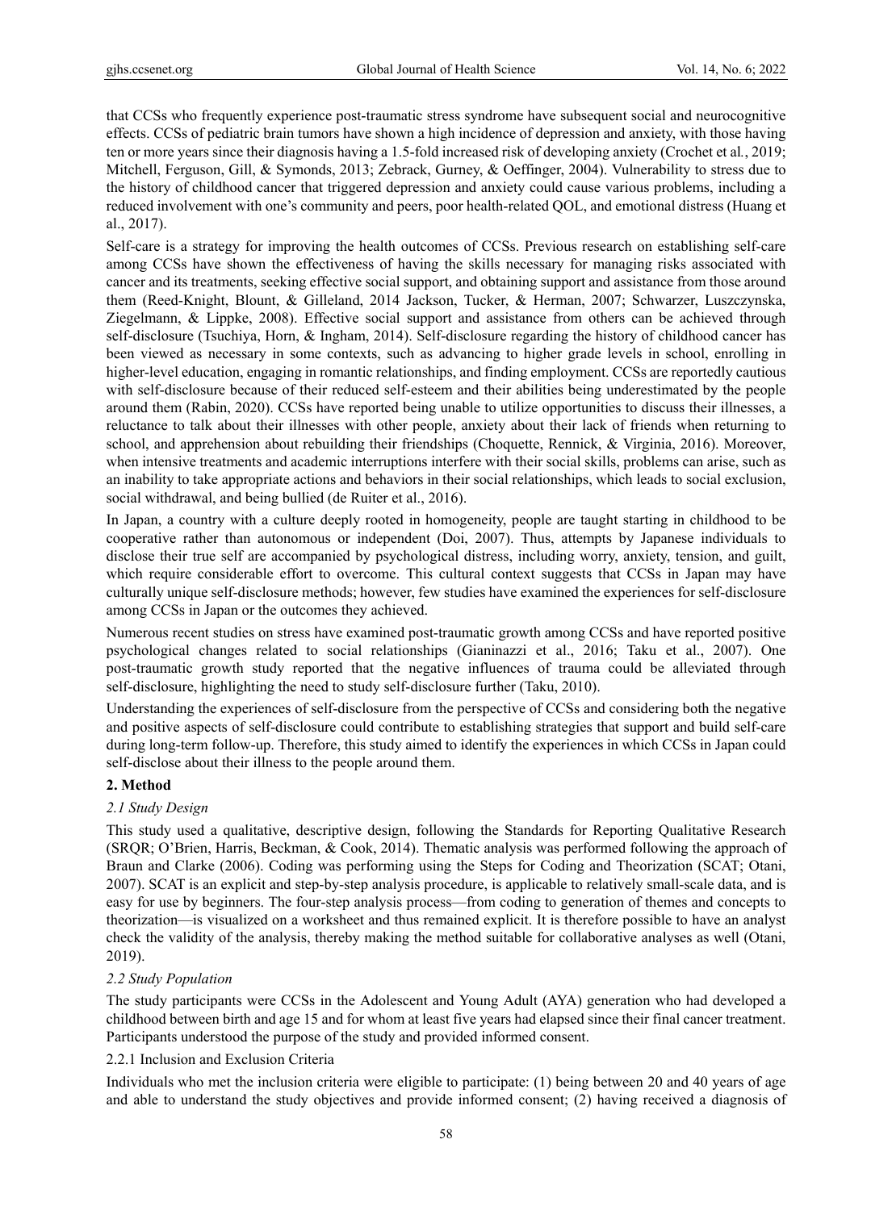that CCSs who frequently experience post-traumatic stress syndrome have subsequent social and neurocognitive effects. CCSs of pediatric brain tumors have shown a high incidence of depression and anxiety, with those having ten or more years since their diagnosis having a 1.5-fold increased risk of developing anxiety (Crochet et al., 2019; Mitchell, Ferguson, Gill, & Symonds, 2013; Zebrack, Gurney, & Oeffinger, 2004). Vulnerability to stress due to the history of childhood cancer that triggered depression and anxiety could cause various problems, including a reduced involvement with one's community and peers, poor health-related QOL, and emotional distress (Huang et al., 2017).

Self-care is a strategy for improving the health outcomes of CCSs. Previous research on establishing self-care among CCSs have shown the effectiveness of having the skills necessary for managing risks associated with cancer and its treatments, seeking effective social support, and obtaining support and assistance from those around them (Reed-Knight, Blount, & Gilleland, 2014 Jackson, Tucker, & Herman, 2007; Schwarzer, Luszczynska, Ziegelmann, & Lippke, 2008). Effective social support and assistance from others can be achieved through self-disclosure (Tsuchiya, Horn, & Ingham, 2014). Self-disclosure regarding the history of childhood cancer has been viewed as necessary in some contexts, such as advancing to higher grade levels in school, enrolling in higher-level education, engaging in romantic relationships, and finding employment. CCSs are reportedly cautious with self-disclosure because of their reduced self-esteem and their abilities being underestimated by the people around them (Rabin, 2020). CCSs have reported being unable to utilize opportunities to discuss their illnesses, a reluctance to talk about their illnesses with other people, anxiety about their lack of friends when returning to school, and apprehension about rebuilding their friendships (Choquette, Rennick, & Virginia, 2016). Moreover, when intensive treatments and academic interruptions interfere with their social skills, problems can arise, such as an inability to take appropriate actions and behaviors in their social relationships, which leads to social exclusion, social withdrawal, and being bullied (de Ruiter et al., 2016).

In Japan, a country with a culture deeply rooted in homogeneity, people are taught starting in childhood to be cooperative rather than autonomous or independent (Doi, 2007). Thus, attempts by Japanese individuals to disclose their true self are accompanied by psychological distress, including worry, anxiety, tension, and guilt, which require considerable effort to overcome. This cultural context suggests that CCSs in Japan may have culturally unique self-disclosure methods; however, few studies have examined the experiences for self-disclosure among CCSs in Japan or the outcomes they achieved.

Numerous recent studies on stress have examined post-traumatic growth among CCSs and have reported positive psychological changes related to social relationships (Gianinazzi et al., 2016; Taku et al., 2007). One post-traumatic growth study reported that the negative influences of trauma could be alleviated through self-disclosure, highlighting the need to study self-disclosure further (Taku, 2010).

Understanding the experiences of self-disclosure from the perspective of CCSs and considering both the negative and positive aspects of self-disclosure could contribute to establishing strategies that support and build self-care during long-term follow-up. Therefore, this study aimed to identify the experiences in which CCSs in Japan could self-disclose about their illness to the people around them.

## 2. Method

### *2.1 Study Design*

This study used a qualitative, descriptive design, following the Standards for Reporting Qualitative Research (SRQR; O'Brien, Harris, Beckman, & Cook, 2014). Thematic analysis was performed following the approach of Braun and Clarke (2006). Coding was performing using the Steps for Coding and Theorization (SCAT; Otani, 2007). SCAT is an explicit and step-by-step analysis procedure, is applicable to relatively small-scale data, and is easy for use by beginners. The four-step analysis process—from coding to generation of themes and concepts to theorization—is visualized on a worksheet and thus remained explicit. It is therefore possible to have an analyst check the validity of the analysis, thereby making the method suitable for collaborative analyses as well (Otani, 2019).

### *2.2 Study Population*

The study participants were CCSs in the Adolescent and Young Adult (AYA) generation who had developed a childhood between birth and age 15 and for whom at least five years had elapsed since their final cancer treatment. Participants understood the purpose of the study and provided informed consent.

#### 2.2.1 Inclusion and Exclusion Criteria

Individuals who met the inclusion criteria were eligible to participate: (1) being between 20 and 40 years of age and able to understand the study objectives and provide informed consent; (2) having received a diagnosis of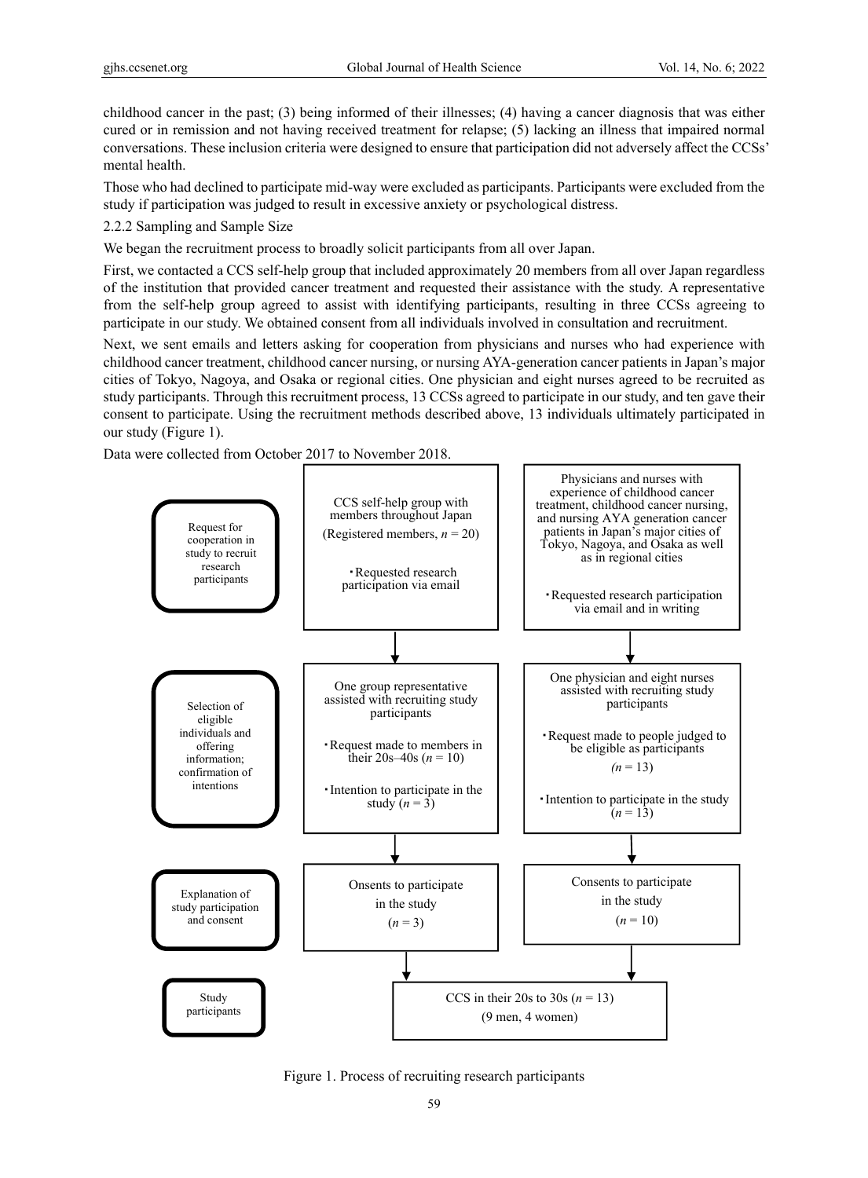childhood cancer in the past; (3) being informed of their illnesses; (4) having a cancer diagnosis that was either cured or in remission and not having received treatment for relapse; (5) lacking an illness that impaired normal conversations. These inclusion criteria were designed to ensure that participation did not adversely affect the CCSs' mental health.

Those who had declined to participate mid-way were excluded as participants. Participants were excluded from the study if participation was judged to result in excessive anxiety or psychological distress.

2.2.2 Sampling and Sample Size

We began the recruitment process to broadly solicit participants from all over Japan.

First, we contacted a CCS self-help group that included approximately 20 members from all over Japan regardless of the institution that provided cancer treatment and requested their assistance with the study. A representative from the self-help group agreed to assist with identifying participants, resulting in three CCSs agreeing to participate in our study. We obtained consent from all individuals involved in consultation and recruitment.

Next, we sent emails and letters asking for cooperation from physicians and nurses who had experience with childhood cancer treatment, childhood cancer nursing, or nursing AYA-generation cancer patients in Japan's major cities of Tokyo, Nagoya, and Osaka or regional cities. One physician and eight nurses agreed to be recruited as study participants. Through this recruitment process, 13 CCSs agreed to participate in our study, and ten gave their consent to participate. Using the recruitment methods described above, 13 individuals ultimately participated in our study (Figure 1).

Data were collected from October 2017 to November 2018.

| Stage | CCS self-help group | Physicians and nurses |
|---|---|---|
| Request for cooperation in study to recruit research participants | CCS self-help group with members throughout Japan (Registered members, $n$ = 20)<br>・Requested research participation via email | Physicians and nurses with experience of childhood cancer treatment, childhood cancer nursing, and nursing AYA generation cancer patients in Japan's major cities of Tokyo, Nagoya, and Osaka as well as in regional cities<br>・Requested research participation via email and in writing |
| Selection of eligible individuals and offering information; confirmation of intentions | One group representative assisted with recruiting study participants<br>・Request made to members in their 20s–40s ($n$ = 10)<br>・Intention to participate in the study ($n$ = 3) | One physician and eight nurses assisted with recruiting study participants<br>・Request made to people judged to be eligible as participants ($n$ = 13)<br>・Intention to participate in the study ($n$ = 13) |
| Explanation of study participation and consent | Onsents to participate in the study ($n$ = 3) | Consents to participate in the study ($n$ = 10) |
| Study participants | CCS in their 20s to 30s ($n$ = 13) (9 men, 4 women) | |

Figure 1. Process of recruiting research participants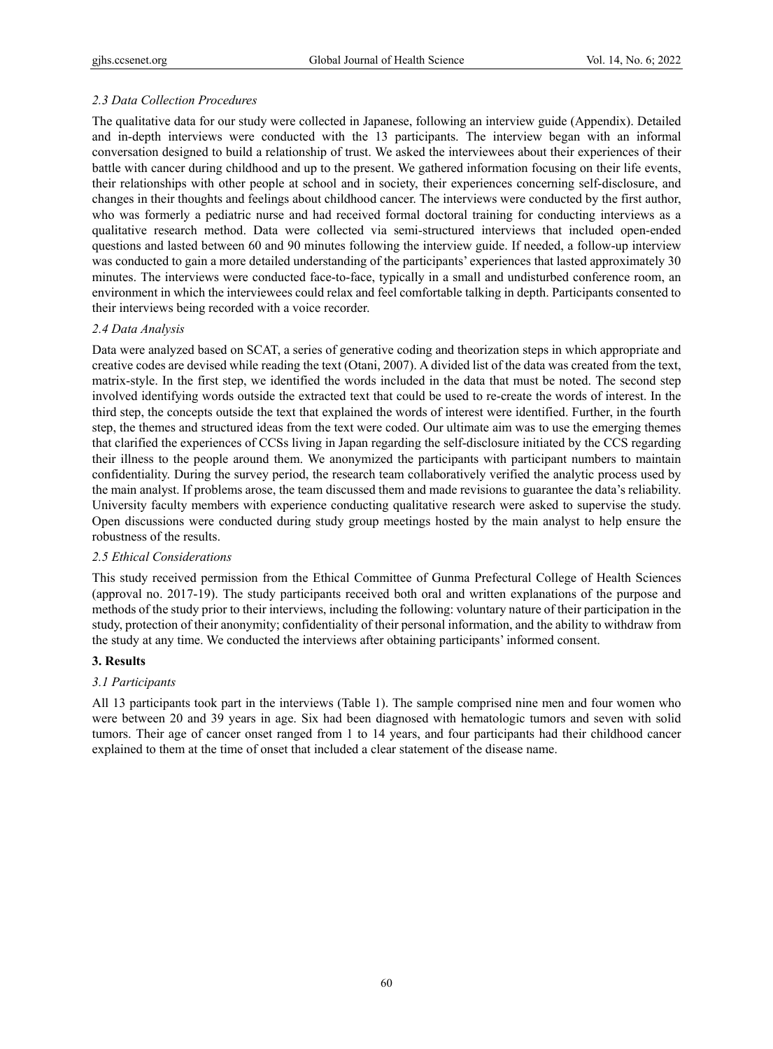### 2.3 Data Collection Procedures

The qualitative data for our study were collected in Japanese, following an interview guide (Appendix). Detailed and in-depth interviews were conducted with the 13 participants. The interview began with an informal conversation designed to build a relationship of trust. We asked the interviewees about their experiences of their battle with cancer during childhood and up to the present. We gathered information focusing on their life events, their relationships with other people at school and in society, their experiences concerning self-disclosure, and changes in their thoughts and feelings about childhood cancer. The interviews were conducted by the first author, who was formerly a pediatric nurse and had received formal doctoral training for conducting interviews as a qualitative research method. Data were collected via semi-structured interviews that included open-ended questions and lasted between 60 and 90 minutes following the interview guide. If needed, a follow-up interview was conducted to gain a more detailed understanding of the participants' experiences that lasted approximately 30 minutes. The interviews were conducted face-to-face, typically in a small and undisturbed conference room, an environment in which the interviewees could relax and feel comfortable talking in depth. Participants consented to their interviews being recorded with a voice recorder.

### 2.4 Data Analysis

Data were analyzed based on SCAT, a series of generative coding and theorization steps in which appropriate and creative codes are devised while reading the text (Otani, 2007). A divided list of the data was created from the text, matrix-style. In the first step, we identified the words included in the data that must be noted. The second step involved identifying words outside the extracted text that could be used to re-create the words of interest. In the third step, the concepts outside the text that explained the words of interest were identified. Further, in the fourth step, the themes and structured ideas from the text were coded. Our ultimate aim was to use the emerging themes that clarified the experiences of CCSs living in Japan regarding the self-disclosure initiated by the CCS regarding their illness to the people around them. We anonymized the participants with participant numbers to maintain confidentiality. During the survey period, the research team collaboratively verified the analytic process used by the main analyst. If problems arose, the team discussed them and made revisions to guarantee the data's reliability. University faculty members with experience conducting qualitative research were asked to supervise the study. Open discussions were conducted during study group meetings hosted by the main analyst to help ensure the robustness of the results.

### 2.5 Ethical Considerations

This study received permission from the Ethical Committee of Gunma Prefectural College of Health Sciences (approval no. 2017-19). The study participants received both oral and written explanations of the purpose and methods of the study prior to their interviews, including the following: voluntary nature of their participation in the study, protection of their anonymity; confidentiality of their personal information, and the ability to withdraw from the study at any time. We conducted the interviews after obtaining participants' informed consent.

## 3. Results

### 3.1 Participants

All 13 participants took part in the interviews (Table 1). The sample comprised nine men and four women who were between 20 and 39 years in age. Six had been diagnosed with hematologic tumors and seven with solid tumors. Their age of cancer onset ranged from 1 to 14 years, and four participants had their childhood cancer explained to them at the time of onset that included a clear statement of the disease name.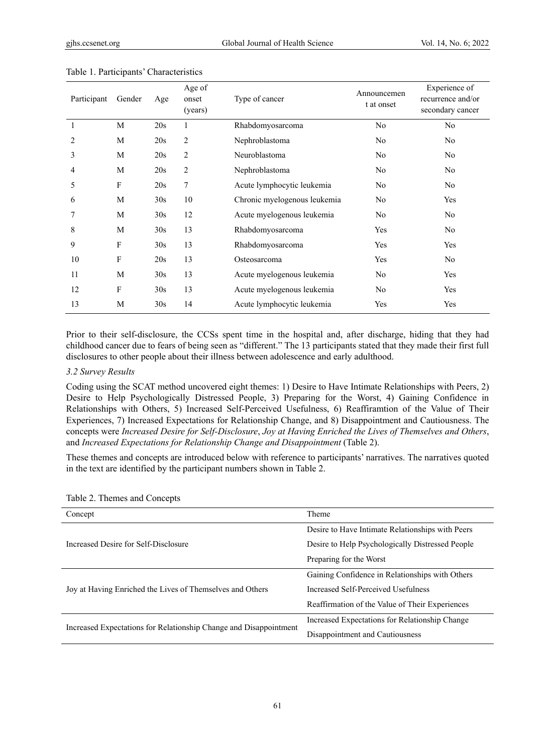Table 1. Participants' Characteristics

| Participant | Gender | Age | Age of onset (years) | Type of cancer | Announcement at onset | Experience of recurrence and/or secondary cancer |
|---|---|---|---|---|---|---|
| 1 | M | 20s | 1 | Rhabdomyosarcoma | No | No |
| 2 | M | 20s | 2 | Nephroblastoma | No | No |
| 3 | M | 20s | 2 | Neuroblastoma | No | No |
| 4 | M | 20s | 2 | Nephroblastoma | No | No |
| 5 | F | 20s | 7 | Acute lymphocytic leukemia | No | No |
| 6 | M | 30s | 10 | Chronic myelogenous leukemia | No | Yes |
| 7 | M | 30s | 12 | Acute myelogenous leukemia | No | No |
| 8 | M | 30s | 13 | Rhabdomyosarcoma | Yes | No |
| 9 | F | 30s | 13 | Rhabdomyosarcoma | Yes | Yes |
| 10 | F | 20s | 13 | Osteosarcoma | Yes | No |
| 11 | M | 30s | 13 | Acute myelogenous leukemia | No | Yes |
| 12 | F | 30s | 13 | Acute myelogenous leukemia | No | Yes |
| 13 | M | 30s | 14 | Acute lymphocytic leukemia | Yes | Yes |

Prior to their self-disclosure, the CCSs spent time in the hospital and, after discharge, hiding that they had childhood cancer due to fears of being seen as "different." The 13 participants stated that they made their first full disclosures to other people about their illness between adolescence and early adulthood.

*3.2 Survey Results*

Coding using the SCAT method uncovered eight themes: 1) Desire to Have Intimate Relationships with Peers, 2) Desire to Help Psychologically Distressed People, 3) Preparing for the Worst, 4) Gaining Confidence in Relationships with Others, 5) Increased Self-Perceived Usefulness, 6) Reaffiramtion of the Value of Their Experiences, 7) Increased Expectations for Relationship Change, and 8) Disappointment and Cautiousness. The concepts were *Increased Desire for Self-Disclosure*, *Joy at Having Enriched the Lives of Themselves and Others*, and *Increased Expectations for Relationship Change and Disappointment* (Table 2).

These themes and concepts are introduced below with reference to participants' narratives. The narratives quoted in the text are identified by the participant numbers shown in Table 2.

Table 2. Themes and Concepts

| Concept | Theme |
|---|---|
| Increased Desire for Self-Disclosure | Desire to Have Intimate Relationships with Peers |
| | Desire to Help Psychologically Distressed People |
| | Preparing for the Worst |
| Joy at Having Enriched the Lives of Themselves and Others | Gaining Confidence in Relationships with Others |
| | Increased Self-Perceived Usefulness |
| | Reaffirmation of the Value of Their Experiences |
| Increased Expectations for Relationship Change and Disappointment | Increased Expectations for Relationship Change |
| | Disappointment and Cautiousness |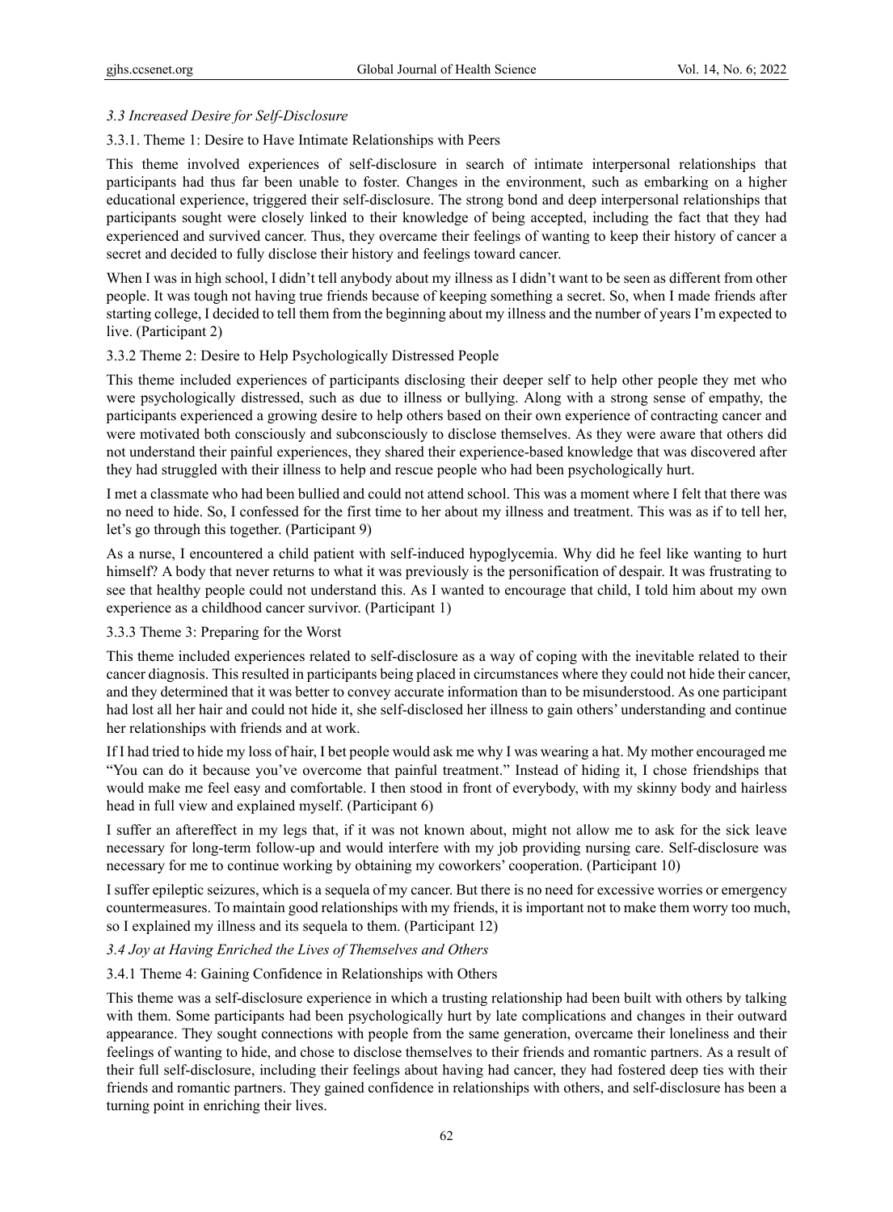### *3.3 Increased Desire for Self-Disclosure*

#### 3.3.1. Theme 1: Desire to Have Intimate Relationships with Peers

This theme involved experiences of self-disclosure in search of intimate interpersonal relationships that participants had thus far been unable to foster. Changes in the environment, such as embarking on a higher educational experience, triggered their self-disclosure. The strong bond and deep interpersonal relationships that participants sought were closely linked to their knowledge of being accepted, including the fact that they had experienced and survived cancer. Thus, they overcame their feelings of wanting to keep their history of cancer a secret and decided to fully disclose their history and feelings toward cancer.

When I was in high school, I didn't tell anybody about my illness as I didn't want to be seen as different from other people. It was tough not having true friends because of keeping something a secret. So, when I made friends after starting college, I decided to tell them from the beginning about my illness and the number of years I'm expected to live. (Participant 2)

#### 3.3.2 Theme 2: Desire to Help Psychologically Distressed People

This theme included experiences of participants disclosing their deeper self to help other people they met who were psychologically distressed, such as due to illness or bullying. Along with a strong sense of empathy, the participants experienced a growing desire to help others based on their own experience of contracting cancer and were motivated both consciously and subconsciously to disclose themselves. As they were aware that others did not understand their painful experiences, they shared their experience-based knowledge that was discovered after they had struggled with their illness to help and rescue people who had been psychologically hurt.

I met a classmate who had been bullied and could not attend school. This was a moment where I felt that there was no need to hide. So, I confessed for the first time to her about my illness and treatment. This was as if to tell her, let's go through this together. (Participant 9)

As a nurse, I encountered a child patient with self-induced hypoglycemia. Why did he feel like wanting to hurt himself? A body that never returns to what it was previously is the personification of despair. It was frustrating to see that healthy people could not understand this. As I wanted to encourage that child, I told him about my own experience as a childhood cancer survivor. (Participant 1)

#### 3.3.3 Theme 3: Preparing for the Worst

This theme included experiences related to self-disclosure as a way of coping with the inevitable related to their cancer diagnosis. This resulted in participants being placed in circumstances where they could not hide their cancer, and they determined that it was better to convey accurate information than to be misunderstood. As one participant had lost all her hair and could not hide it, she self-disclosed her illness to gain others' understanding and continue her relationships with friends and at work.

If I had tried to hide my loss of hair, I bet people would ask me why I was wearing a hat. My mother encouraged me "You can do it because you've overcome that painful treatment." Instead of hiding it, I chose friendships that would make me feel easy and comfortable. I then stood in front of everybody, with my skinny body and hairless head in full view and explained myself. (Participant 6)

I suffer an aftereffect in my legs that, if it was not known about, might not allow me to ask for the sick leave necessary for long-term follow-up and would interfere with my job providing nursing care. Self-disclosure was necessary for me to continue working by obtaining my coworkers' cooperation. (Participant 10)

I suffer epileptic seizures, which is a sequela of my cancer. But there is no need for excessive worries or emergency countermeasures. To maintain good relationships with my friends, it is important not to make them worry too much, so I explained my illness and its sequela to them. (Participant 12)

### *3.4 Joy at Having Enriched the Lives of Themselves and Others*

#### 3.4.1 Theme 4: Gaining Confidence in Relationships with Others

This theme was a self-disclosure experience in which a trusting relationship had been built with others by talking with them. Some participants had been psychologically hurt by late complications and changes in their outward appearance. They sought connections with people from the same generation, overcame their loneliness and their feelings of wanting to hide, and chose to disclose themselves to their friends and romantic partners. As a result of their full self-disclosure, including their feelings about having had cancer, they had fostered deep ties with their friends and romantic partners. They gained confidence in relationships with others, and self-disclosure has been a turning point in enriching their lives.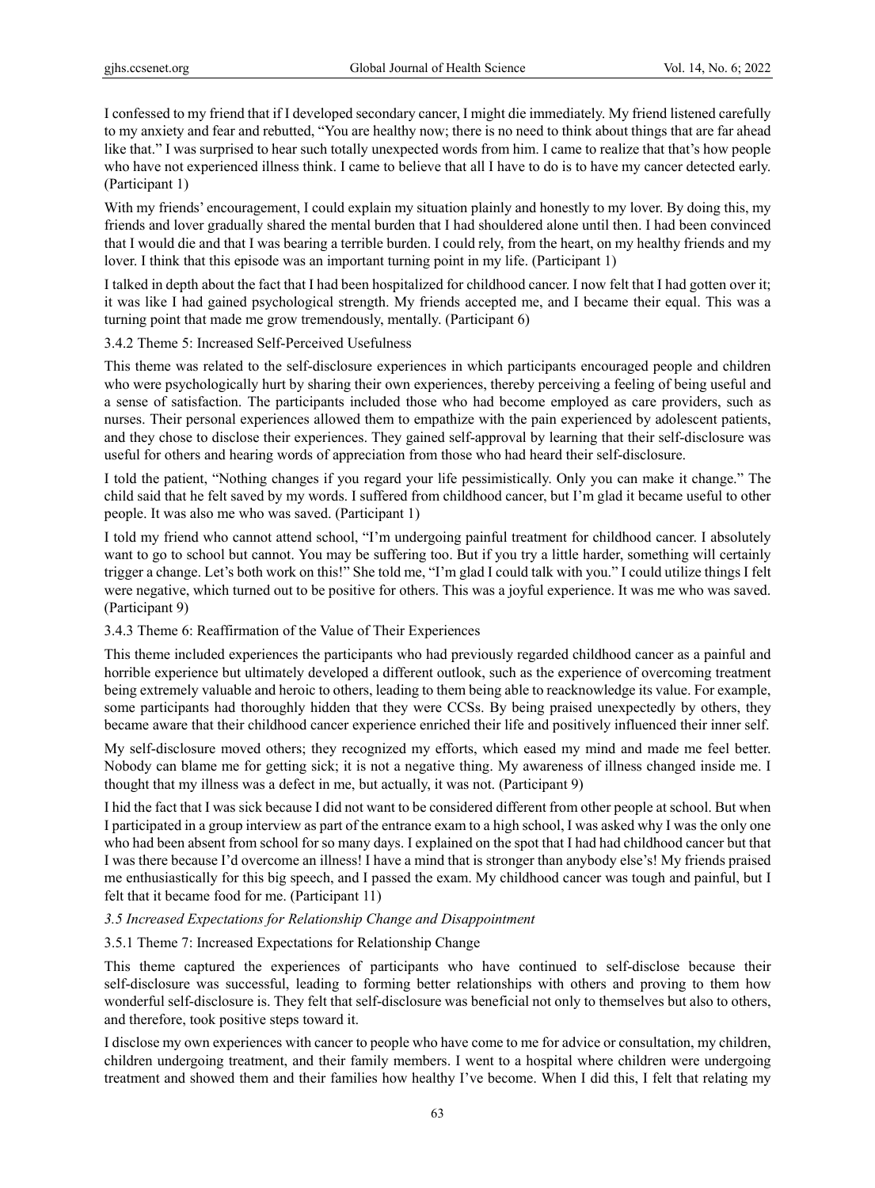I confessed to my friend that if I developed secondary cancer, I might die immediately. My friend listened carefully to my anxiety and fear and rebutted, “You are healthy now; there is no need to think about things that are far ahead like that.” I was surprised to hear such totally unexpected words from him. I came to realize that that’s how people who have not experienced illness think. I came to believe that all I have to do is to have my cancer detected early. (Participant 1)

With my friends’ encouragement, I could explain my situation plainly and honestly to my lover. By doing this, my friends and lover gradually shared the mental burden that I had shouldered alone until then. I had been convinced that I would die and that I was bearing a terrible burden. I could rely, from the heart, on my healthy friends and my lover. I think that this episode was an important turning point in my life. (Participant 1)

I talked in depth about the fact that I had been hospitalized for childhood cancer. I now felt that I had gotten over it; it was like I had gained psychological strength. My friends accepted me, and I became their equal. This was a turning point that made me grow tremendously, mentally. (Participant 6)

#### 3.4.2 Theme 5: Increased Self-Perceived Usefulness

This theme was related to the self-disclosure experiences in which participants encouraged people and children who were psychologically hurt by sharing their own experiences, thereby perceiving a feeling of being useful and a sense of satisfaction. The participants included those who had become employed as care providers, such as nurses. Their personal experiences allowed them to empathize with the pain experienced by adolescent patients, and they chose to disclose their experiences. They gained self-approval by learning that their self-disclosure was useful for others and hearing words of appreciation from those who had heard their self-disclosure.

I told the patient, “Nothing changes if you regard your life pessimistically. Only you can make it change.” The child said that he felt saved by my words. I suffered from childhood cancer, but I’m glad it became useful to other people. It was also me who was saved. (Participant 1)

I told my friend who cannot attend school, “I’m undergoing painful treatment for childhood cancer. I absolutely want to go to school but cannot. You may be suffering too. But if you try a little harder, something will certainly trigger a change. Let’s both work on this!” She told me, “I’m glad I could talk with you.” I could utilize things I felt were negative, which turned out to be positive for others. This was a joyful experience. It was me who was saved. (Participant 9)

#### 3.4.3 Theme 6: Reaffirmation of the Value of Their Experiences

This theme included experiences the participants who had previously regarded childhood cancer as a painful and horrible experience but ultimately developed a different outlook, such as the experience of overcoming treatment being extremely valuable and heroic to others, leading to them being able to reacknowledge its value. For example, some participants had thoroughly hidden that they were CCSs. By being praised unexpectedly by others, they became aware that their childhood cancer experience enriched their life and positively influenced their inner self.

My self-disclosure moved others; they recognized my efforts, which eased my mind and made me feel better. Nobody can blame me for getting sick; it is not a negative thing. My awareness of illness changed inside me. I thought that my illness was a defect in me, but actually, it was not. (Participant 9)

I hid the fact that I was sick because I did not want to be considered different from other people at school. But when I participated in a group interview as part of the entrance exam to a high school, I was asked why I was the only one who had been absent from school for so many days. I explained on the spot that I had had childhood cancer but that I was there because I’d overcome an illness! I have a mind that is stronger than anybody else’s! My friends praised me enthusiastically for this big speech, and I passed the exam. My childhood cancer was tough and painful, but I felt that it became food for me. (Participant 11)

### *3.5 Increased Expectations for Relationship Change and Disappointment*

#### 3.5.1 Theme 7: Increased Expectations for Relationship Change

This theme captured the experiences of participants who have continued to self-disclose because their self-disclosure was successful, leading to forming better relationships with others and proving to them how wonderful self-disclosure is. They felt that self-disclosure was beneficial not only to themselves but also to others, and therefore, took positive steps toward it.

I disclose my own experiences with cancer to people who have come to me for advice or consultation, my children, children undergoing treatment, and their family members. I went to a hospital where children were undergoing treatment and showed them and their families how healthy I’ve become. When I did this, I felt that relating my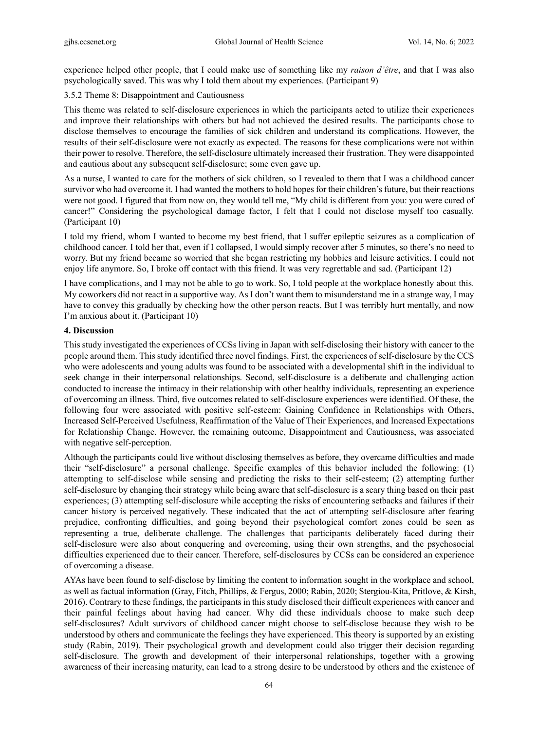experience helped other people, that I could make use of something like my *raison d'être*, and that I was also psychologically saved. This was why I told them about my experiences. (Participant 9)

#### 3.5.2 Theme 8: Disappointment and Cautiousness

This theme was related to self-disclosure experiences in which the participants acted to utilize their experiences and improve their relationships with others but had not achieved the desired results. The participants chose to disclose themselves to encourage the families of sick children and understand its complications. However, the results of their self-disclosure were not exactly as expected. The reasons for these complications were not within their power to resolve. Therefore, the self-disclosure ultimately increased their frustration. They were disappointed and cautious about any subsequent self-disclosure; some even gave up.

As a nurse, I wanted to care for the mothers of sick children, so I revealed to them that I was a childhood cancer survivor who had overcome it. I had wanted the mothers to hold hopes for their children's future, but their reactions were not good. I figured that from now on, they would tell me, "My child is different from you: you were cured of cancer!" Considering the psychological damage factor, I felt that I could not disclose myself too casually. (Participant 10)

I told my friend, whom I wanted to become my best friend, that I suffer epileptic seizures as a complication of childhood cancer. I told her that, even if I collapsed, I would simply recover after 5 minutes, so there's no need to worry. But my friend became so worried that she began restricting my hobbies and leisure activities. I could not enjoy life anymore. So, I broke off contact with this friend. It was very regrettable and sad. (Participant 12)

I have complications, and I may not be able to go to work. So, I told people at the workplace honestly about this. My coworkers did not react in a supportive way. As I don't want them to misunderstand me in a strange way, I may have to convey this gradually by checking how the other person reacts. But I was terribly hurt mentally, and now I'm anxious about it. (Participant 10)

## 4. Discussion

This study investigated the experiences of CCSs living in Japan with self-disclosing their history with cancer to the people around them. This study identified three novel findings. First, the experiences of self-disclosure by the CCS who were adolescents and young adults was found to be associated with a developmental shift in the individual to seek change in their interpersonal relationships. Second, self-disclosure is a deliberate and challenging action conducted to increase the intimacy in their relationship with other healthy individuals, representing an experience of overcoming an illness. Third, five outcomes related to self-disclosure experiences were identified. Of these, the following four were associated with positive self-esteem: Gaining Confidence in Relationships with Others, Increased Self-Perceived Usefulness, Reaffirmation of the Value of Their Experiences, and Increased Expectations for Relationship Change. However, the remaining outcome, Disappointment and Cautiousness, was associated with negative self-perception.

Although the participants could live without disclosing themselves as before, they overcame difficulties and made their "self-disclosure" a personal challenge. Specific examples of this behavior included the following: (1) attempting to self-disclose while sensing and predicting the risks to their self-esteem; (2) attempting further self-disclosure by changing their strategy while being aware that self-disclosure is a scary thing based on their past experiences; (3) attempting self-disclosure while accepting the risks of encountering setbacks and failures if their cancer history is perceived negatively. These indicated that the act of attempting self-disclosure after fearing prejudice, confronting difficulties, and going beyond their psychological comfort zones could be seen as representing a true, deliberate challenge. The challenges that participants deliberately faced during their self-disclosure were also about conquering and overcoming, using their own strengths, and the psychosocial difficulties experienced due to their cancer. Therefore, self-disclosures by CCSs can be considered an experience of overcoming a disease.

AYAs have been found to self-disclose by limiting the content to information sought in the workplace and school, as well as factual information (Gray, Fitch, Phillips, & Fergus, 2000; Rabin, 2020; Stergiou-Kita, Pritlove, & Kirsh, 2016). Contrary to these findings, the participants in this study disclosed their difficult experiences with cancer and their painful feelings about having had cancer. Why did these individuals choose to make such deep self-disclosures? Adult survivors of childhood cancer might choose to self-disclose because they wish to be understood by others and communicate the feelings they have experienced. This theory is supported by an existing study (Rabin, 2019). Their psychological growth and development could also trigger their decision regarding self-disclosure. The growth and development of their interpersonal relationships, together with a growing awareness of their increasing maturity, can lead to a strong desire to be understood by others and the existence of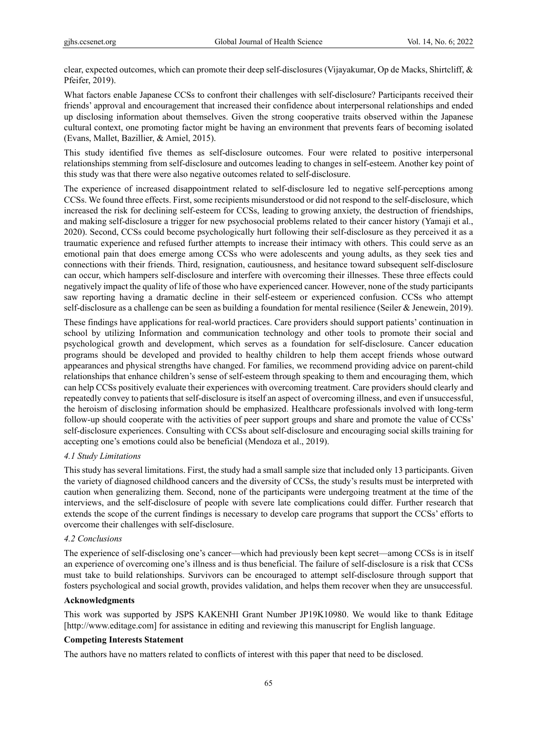clear, expected outcomes, which can promote their deep self-disclosures (Vijayakumar, Op de Macks, Shirtcliff, & Pfeifer, 2019).

What factors enable Japanese CCSs to confront their challenges with self-disclosure? Participants received their friends' approval and encouragement that increased their confidence about interpersonal relationships and ended up disclosing information about themselves. Given the strong cooperative traits observed within the Japanese cultural context, one promoting factor might be having an environment that prevents fears of becoming isolated (Evans, Mallet, Bazillier, & Amiel, 2015).

This study identified five themes as self-disclosure outcomes. Four were related to positive interpersonal relationships stemming from self-disclosure and outcomes leading to changes in self-esteem. Another key point of this study was that there were also negative outcomes related to self-disclosure.

The experience of increased disappointment related to self-disclosure led to negative self-perceptions among CCSs. We found three effects. First, some recipients misunderstood or did not respond to the self-disclosure, which increased the risk for declining self-esteem for CCSs, leading to growing anxiety, the destruction of friendships, and making self-disclosure a trigger for new psychosocial problems related to their cancer history (Yamaji et al., 2020). Second, CCSs could become psychologically hurt following their self-disclosure as they perceived it as a traumatic experience and refused further attempts to increase their intimacy with others. This could serve as an emotional pain that does emerge among CCSs who were adolescents and young adults, as they seek ties and connections with their friends. Third, resignation, cautiousness, and hesitance toward subsequent self-disclosure can occur, which hampers self-disclosure and interfere with overcoming their illnesses. These three effects could negatively impact the quality of life of those who have experienced cancer. However, none of the study participants saw reporting having a dramatic decline in their self-esteem or experienced confusion. CCSs who attempt self-disclosure as a challenge can be seen as building a foundation for mental resilience (Seiler & Jenewein, 2019).

These findings have applications for real-world practices. Care providers should support patients' continuation in school by utilizing Information and communication technology and other tools to promote their social and psychological growth and development, which serves as a foundation for self-disclosure. Cancer education programs should be developed and provided to healthy children to help them accept friends whose outward appearances and physical strengths have changed. For families, we recommend providing advice on parent-child relationships that enhance children's sense of self-esteem through speaking to them and encouraging them, which can help CCSs positively evaluate their experiences with overcoming treatment. Care providers should clearly and repeatedly convey to patients that self-disclosure is itself an aspect of overcoming illness, and even if unsuccessful, the heroism of disclosing information should be emphasized. Healthcare professionals involved with long-term follow-up should cooperate with the activities of peer support groups and share and promote the value of CCSs' self-disclosure experiences. Consulting with CCSs about self-disclosure and encouraging social skills training for accepting one's emotions could also be beneficial (Mendoza et al., 2019).

### *4.1 Study Limitations*

This study has several limitations. First, the study had a small sample size that included only 13 participants. Given the variety of diagnosed childhood cancers and the diversity of CCSs, the study's results must be interpreted with caution when generalizing them. Second, none of the participants were undergoing treatment at the time of the interviews, and the self-disclosure of people with severe late complications could differ. Further research that extends the scope of the current findings is necessary to develop care programs that support the CCSs' efforts to overcome their challenges with self-disclosure.

### *4.2 Conclusions*

The experience of self-disclosing one's cancer—which had previously been kept secret—among CCSs is in itself an experience of overcoming one's illness and is thus beneficial. The failure of self-disclosure is a risk that CCSs must take to build relationships. Survivors can be encouraged to attempt self-disclosure through support that fosters psychological and social growth, provides validation, and helps them recover when they are unsuccessful.

## Acknowledgments

This work was supported by JSPS KAKENHI Grant Number JP19K10980. We would like to thank Editage [http://www.editage.com] for assistance in editing and reviewing this manuscript for English language.

## Competing Interests Statement

The authors have no matters related to conflicts of interest with this paper that need to be disclosed.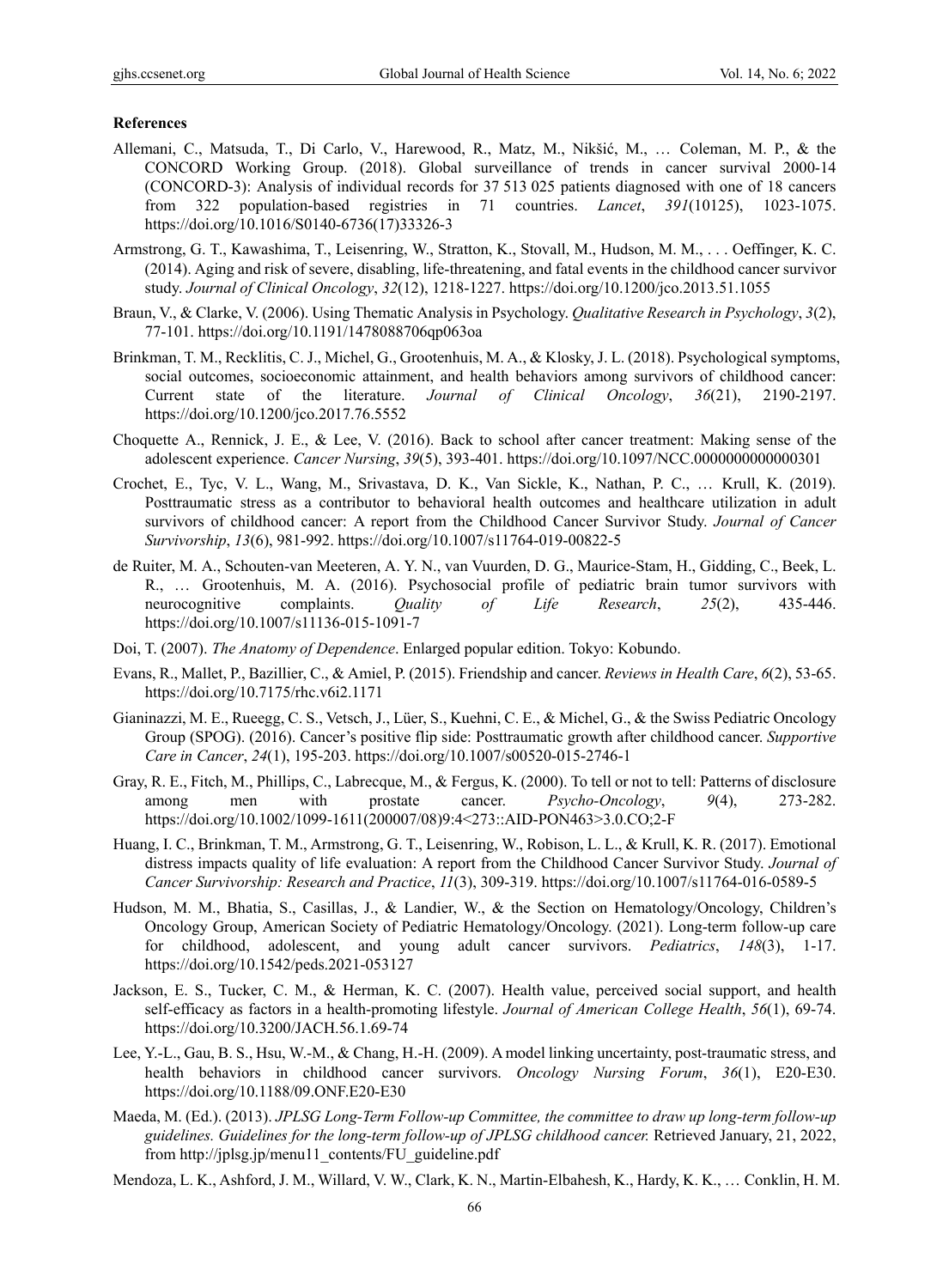**References**

Allemani, C., Matsuda, T., Di Carlo, V., Harewood, R., Matz, M., Nikšić, M., … Coleman, M. P., & the CONCORD Working Group. (2018). Global surveillance of trends in cancer survival 2000-14 (CONCORD-3): Analysis of individual records for 37 513 025 patients diagnosed with one of 18 cancers from 322 population-based registries in 71 countries. *Lancet*, *391*(10125), 1023-1075. https://doi.org/10.1016/S0140-6736(17)33326-3

Armstrong, G. T., Kawashima, T., Leisenring, W., Stratton, K., Stovall, M., Hudson, M. M., . . . Oeffinger, K. C. (2014). Aging and risk of severe, disabling, life-threatening, and fatal events in the childhood cancer survivor study. *Journal of Clinical Oncology*, *32*(12), 1218-1227. https://doi.org/10.1200/jco.2013.51.1055

Braun, V., & Clarke, V. (2006). Using Thematic Analysis in Psychology. *Qualitative Research in Psychology*, *3*(2), 77-101. https://doi.org/10.1191/1478088706qp063oa

Brinkman, T. M., Recklitis, C. J., Michel, G., Grootenhuis, M. A., & Klosky, J. L. (2018). Psychological symptoms, social outcomes, socioeconomic attainment, and health behaviors among survivors of childhood cancer: Current state of the literature. *Journal of Clinical Oncology*, *36*(21), 2190-2197. https://doi.org/10.1200/jco.2017.76.5552

Choquette A., Rennick, J. E., & Lee, V. (2016). Back to school after cancer treatment: Making sense of the adolescent experience. *Cancer Nursing*, *39*(5), 393-401. https://doi.org/10.1097/NCC.0000000000000301

Crochet, E., Tyc, V. L., Wang, M., Srivastava, D. K., Van Sickle, K., Nathan, P. C., … Krull, K. (2019). Posttraumatic stress as a contributor to behavioral health outcomes and healthcare utilization in adult survivors of childhood cancer: A report from the Childhood Cancer Survivor Study. *Journal of Cancer Survivorship*, *13*(6), 981-992. https://doi.org/10.1007/s11764-019-00822-5

de Ruiter, M. A., Schouten-van Meeteren, A. Y. N., van Vuurden, D. G., Maurice-Stam, H., Gidding, C., Beek, L. R., … Grootenhuis, M. A. (2016). Psychosocial profile of pediatric brain tumor survivors with neurocognitive complaints. *Quality of Life Research*, *25*(2), 435-446. https://doi.org/10.1007/s11136-015-1091-7

Doi, T. (2007). *The Anatomy of Dependence*. Enlarged popular edition. Tokyo: Kobundo.

Evans, R., Mallet, P., Bazillier, C., & Amiel, P. (2015). Friendship and cancer. *Reviews in Health Care*, *6*(2), 53-65. https://doi.org/10.7175/rhc.v6i2.1171

Gianinazzi, M. E., Rueegg, C. S., Vetsch, J., Lüer, S., Kuehni, C. E., & Michel, G., & the Swiss Pediatric Oncology Group (SPOG). (2016). Cancer's positive flip side: Posttraumatic growth after childhood cancer. *Supportive Care in Cancer*, *24*(1), 195-203. https://doi.org/10.1007/s00520-015-2746-1

Gray, R. E., Fitch, M., Phillips, C., Labrecque, M., & Fergus, K. (2000). To tell or not to tell: Patterns of disclosure among men with prostate cancer. *Psycho-Oncology*, *9*(4), 273-282. https://doi.org/10.1002/1099-1611(200007/08)9:4<273::AID-PON463>3.0.CO;2-F

Huang, I. C., Brinkman, T. M., Armstrong, G. T., Leisenring, W., Robison, L. L., & Krull, K. R. (2017). Emotional distress impacts quality of life evaluation: A report from the Childhood Cancer Survivor Study. *Journal of Cancer Survivorship: Research and Practice*, *11*(3), 309-319. https://doi.org/10.1007/s11764-016-0589-5

Hudson, M. M., Bhatia, S., Casillas, J., & Landier, W., & the Section on Hematology/Oncology, Children's Oncology Group, American Society of Pediatric Hematology/Oncology. (2021). Long-term follow-up care for childhood, adolescent, and young adult cancer survivors. *Pediatrics*, *148*(3), 1-17. https://doi.org/10.1542/peds.2021-053127

Jackson, E. S., Tucker, C. M., & Herman, K. C. (2007). Health value, perceived social support, and health self-efficacy as factors in a health-promoting lifestyle. *Journal of American College Health*, *56*(1), 69-74. https://doi.org/10.3200/JACH.56.1.69-74

Lee, Y.-L., Gau, B. S., Hsu, W.-M., & Chang, H.-H. (2009). A model linking uncertainty, post-traumatic stress, and health behaviors in childhood cancer survivors. *Oncology Nursing Forum*, *36*(1), E20-E30. https://doi.org/10.1188/09.ONF.E20-E30

Maeda, M. (Ed.). (2013). *JPLSG Long-Term Follow-up Committee, the committee to draw up long-term follow-up guidelines. Guidelines for the long-term follow-up of JPLSG childhood cancer.* Retrieved January, 21, 2022, from http://jplsg.jp/menu11_contents/FU_guideline.pdf

Mendoza, L. K., Ashford, J. M., Willard, V. W., Clark, K. N., Martin-Elbahesh, K., Hardy, K. K., … Conklin, H. M.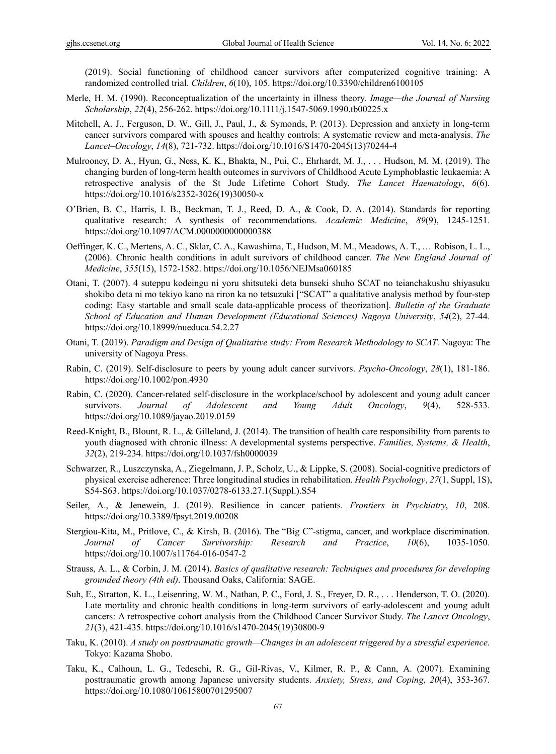(2019). Social functioning of childhood cancer survivors after computerized cognitive training: A randomized controlled trial. *Children*, *6*(10), 105. https://doi.org/10.3390/children6100105

Merle, H. M. (1990). Reconceptualization of the uncertainty in illness theory. *Image—the Journal of Nursing Scholarship*, *22*(4), 256-262. https://doi.org/10.1111/j.1547-5069.1990.tb00225.x

Mitchell, A. J., Ferguson, D. W., Gill, J., Paul, J., & Symonds, P. (2013). Depression and anxiety in long-term cancer survivors compared with spouses and healthy controls: A systematic review and meta-analysis. *The Lancet–Oncology*, *14*(8), 721-732. https://doi.org/10.1016/S1470-2045(13)70244-4

Mulrooney, D. A., Hyun, G., Ness, K. K., Bhakta, N., Pui, C., Ehrhardt, M. J., . . . Hudson, M. M. (2019). The changing burden of long-term health outcomes in survivors of Childhood Acute Lymphoblastic leukaemia: A retrospective analysis of the St Jude Lifetime Cohort Study. *The Lancet Haematology*, *6*(6). https://doi.org/10.1016/s2352-3026(19)30050-x

O'Brien, B. C., Harris, I. B., Beckman, T. J., Reed, D. A., & Cook, D. A. (2014). Standards for reporting qualitative research: A synthesis of recommendations. *Academic Medicine*, *89*(9), 1245-1251. https://doi.org/10.1097/ACM.0000000000000388

Oeffinger, K. C., Mertens, A. C., Sklar, C. A., Kawashima, T., Hudson, M. M., Meadows, A. T., … Robison, L. L., (2006). Chronic health conditions in adult survivors of childhood cancer. *The New England Journal of Medicine*, *355*(15), 1572-1582. https://doi.org/10.1056/NEJMsa060185

Otani, T. (2007). 4 suteppu kodeingu ni yoru shitsuteki deta bunseki shuho SCAT no teianchakushu shiyasuku shokibo deta ni mo tekiyo kano na riron ka no tetsuzuki ["SCAT" a qualitative analysis method by four-step coding: Easy startable and small scale data-applicable process of theorization]. *Bulletin of the Graduate School of Education and Human Development (Educational Sciences) Nagoya University*, *54*(2), 27-44. https://doi.org/10.18999/nueduca.54.2.27

Otani, T. (2019). *Paradigm and Design of Qualitative study: From Research Methodology to SCAT*. Nagoya: The university of Nagoya Press.

Rabin, C. (2019). Self-disclosure to peers by young adult cancer survivors. *Psycho-Oncology*, *28*(1), 181-186. https://doi.org/10.1002/pon.4930

Rabin, C. (2020). Cancer-related self-disclosure in the workplace/school by adolescent and young adult cancer survivors. *Journal of Adolescent and Young Adult Oncology*, *9*(4), 528-533. https://doi.org/10.1089/jayao.2019.0159

Reed-Knight, B., Blount, R. L., & Gilleland, J. (2014). The transition of health care responsibility from parents to youth diagnosed with chronic illness: A developmental systems perspective. *Families, Systems, & Health*, *32*(2), 219-234. https://doi.org/10.1037/fsh0000039

Schwarzer, R., Luszczynska, A., Ziegelmann, J. P., Scholz, U., & Lippke, S. (2008). Social-cognitive predictors of physical exercise adherence: Three longitudinal studies in rehabilitation. *Health Psychology*, *27*(1, Suppl, 1S), S54-S63. https://doi.org/10.1037/0278-6133.27.1(Suppl.).S54

Seiler, A., & Jenewein, J. (2019). Resilience in cancer patients. *Frontiers in Psychiatry*, *10*, 208. https://doi.org/10.3389/fpsyt.2019.00208

Stergiou-Kita, M., Pritlove, C., & Kirsh, B. (2016). The "Big C"-stigma, cancer, and workplace discrimination. *Journal of Cancer Survivorship: Research and Practice*, *10*(6), 1035-1050. https://doi.org/10.1007/s11764-016-0547-2

Strauss, A. L., & Corbin, J. M. (2014). *Basics of qualitative research: Techniques and procedures for developing grounded theory (4th ed)*. Thousand Oaks, California: SAGE.

Suh, E., Stratton, K. L., Leisenring, W. M., Nathan, P. C., Ford, J. S., Freyer, D. R., . . . Henderson, T. O. (2020). Late mortality and chronic health conditions in long-term survivors of early-adolescent and young adult cancers: A retrospective cohort analysis from the Childhood Cancer Survivor Study. *The Lancet Oncology*, *21*(3), 421-435. https://doi.org/10.1016/s1470-2045(19)30800-9

Taku, K. (2010). *A study on posttraumatic growth—Changes in an adolescent triggered by a stressful experience*. Tokyo: Kazama Shobo.

Taku, K., Calhoun, L. G., Tedeschi, R. G., Gil-Rivas, V., Kilmer, R. P., & Cann, A. (2007). Examining posttraumatic growth among Japanese university students. *Anxiety, Stress, and Coping*, *20*(4), 353-367. https://doi.org/10.1080/10615800701295007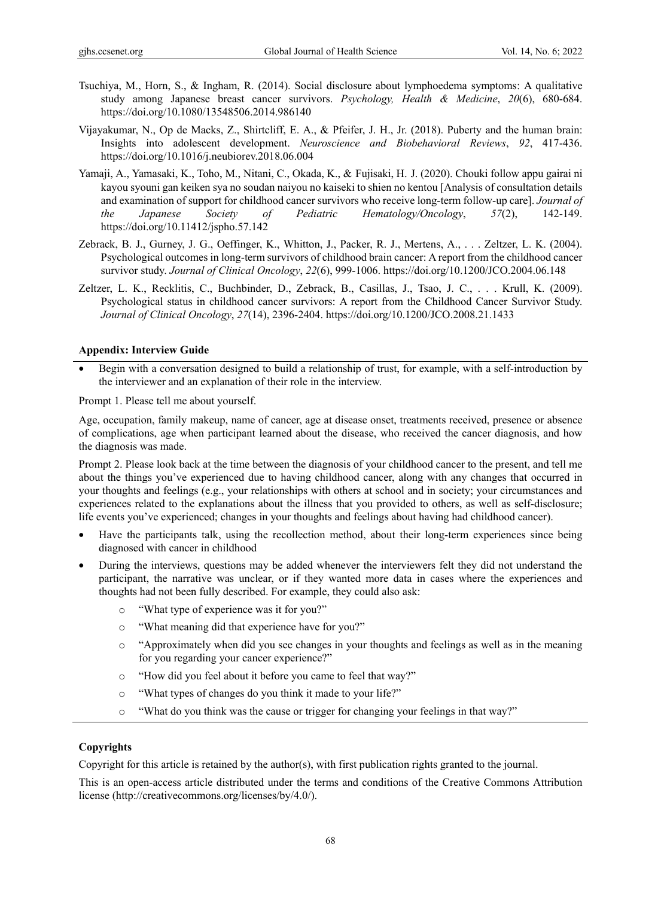Tsuchiya, M., Horn, S., & Ingham, R. (2014). Social disclosure about lymphoedema symptoms: A qualitative study among Japanese breast cancer survivors. *Psychology, Health & Medicine*, *20*(6), 680-684. https://doi.org/10.1080/13548506.2014.986140

Vijayakumar, N., Op de Macks, Z., Shirtcliff, E. A., & Pfeifer, J. H., Jr. (2018). Puberty and the human brain: Insights into adolescent development. *Neuroscience and Biobehavioral Reviews*, *92*, 417-436. https://doi.org/10.1016/j.neubiorev.2018.06.004

Yamaji, A., Yamasaki, K., Toho, M., Nitani, C., Okada, K., & Fujisaki, H. J. (2020). Chouki follow appu gairai ni kayou syouni gan keiken sya no soudan naiyou no kaiseki to shien no kentou [Analysis of consultation details and examination of support for childhood cancer survivors who receive long-term follow-up care]. *Journal of the Japanese Society of Pediatric Hematology/Oncology*, *57*(2), 142-149. https://doi.org/10.11412/jspho.57.142

Zebrack, B. J., Gurney, J. G., Oeffinger, K., Whitton, J., Packer, R. J., Mertens, A., . . . Zeltzer, L. K. (2004). Psychological outcomes in long-term survivors of childhood brain cancer: A report from the childhood cancer survivor study. *Journal of Clinical Oncology*, *22*(6), 999-1006. https://doi.org/10.1200/JCO.2004.06.148

Zeltzer, L. K., Recklitis, C., Buchbinder, D., Zebrack, B., Casillas, J., Tsao, J. C., . . . Krull, K. (2009). Psychological status in childhood cancer survivors: A report from the Childhood Cancer Survivor Study. *Journal of Clinical Oncology*, *27*(14), 2396-2404. https://doi.org/10.1200/JCO.2008.21.1433

**Appendix: Interview Guide**

- Begin with a conversation designed to build a relationship of trust, for example, with a self-introduction by the interviewer and an explanation of their role in the interview.

Prompt 1. Please tell me about yourself.

Age, occupation, family makeup, name of cancer, age at disease onset, treatments received, presence or absence of complications, age when participant learned about the disease, who received the cancer diagnosis, and how the diagnosis was made.

Prompt 2. Please look back at the time between the diagnosis of your childhood cancer to the present, and tell me about the things you've experienced due to having childhood cancer, along with any changes that occurred in your thoughts and feelings (e.g., your relationships with others at school and in society; your circumstances and experiences related to the explanations about the illness that you provided to others, as well as self-disclosure; life events you've experienced; changes in your thoughts and feelings about having had childhood cancer).

- Have the participants talk, using the recollection method, about their long-term experiences since being diagnosed with cancer in childhood
- During the interviews, questions may be added whenever the interviewers felt they did not understand the participant, the narrative was unclear, or if they wanted more data in cases where the experiences and thoughts had not been fully described. For example, they could also ask:
  - "What type of experience was it for you?"
  - "What meaning did that experience have for you?"
  - "Approximately when did you see changes in your thoughts and feelings as well as in the meaning for you regarding your cancer experience?"
  - "How did you feel about it before you came to feel that way?"
  - "What types of changes do you think it made to your life?"
  - "What do you think was the cause or trigger for changing your feelings in that way?"

**Copyrights**

Copyright for this article is retained by the author(s), with first publication rights granted to the journal.

This is an open-access article distributed under the terms and conditions of the Creative Commons Attribution license (http://creativecommons.org/licenses/by/4.0/).